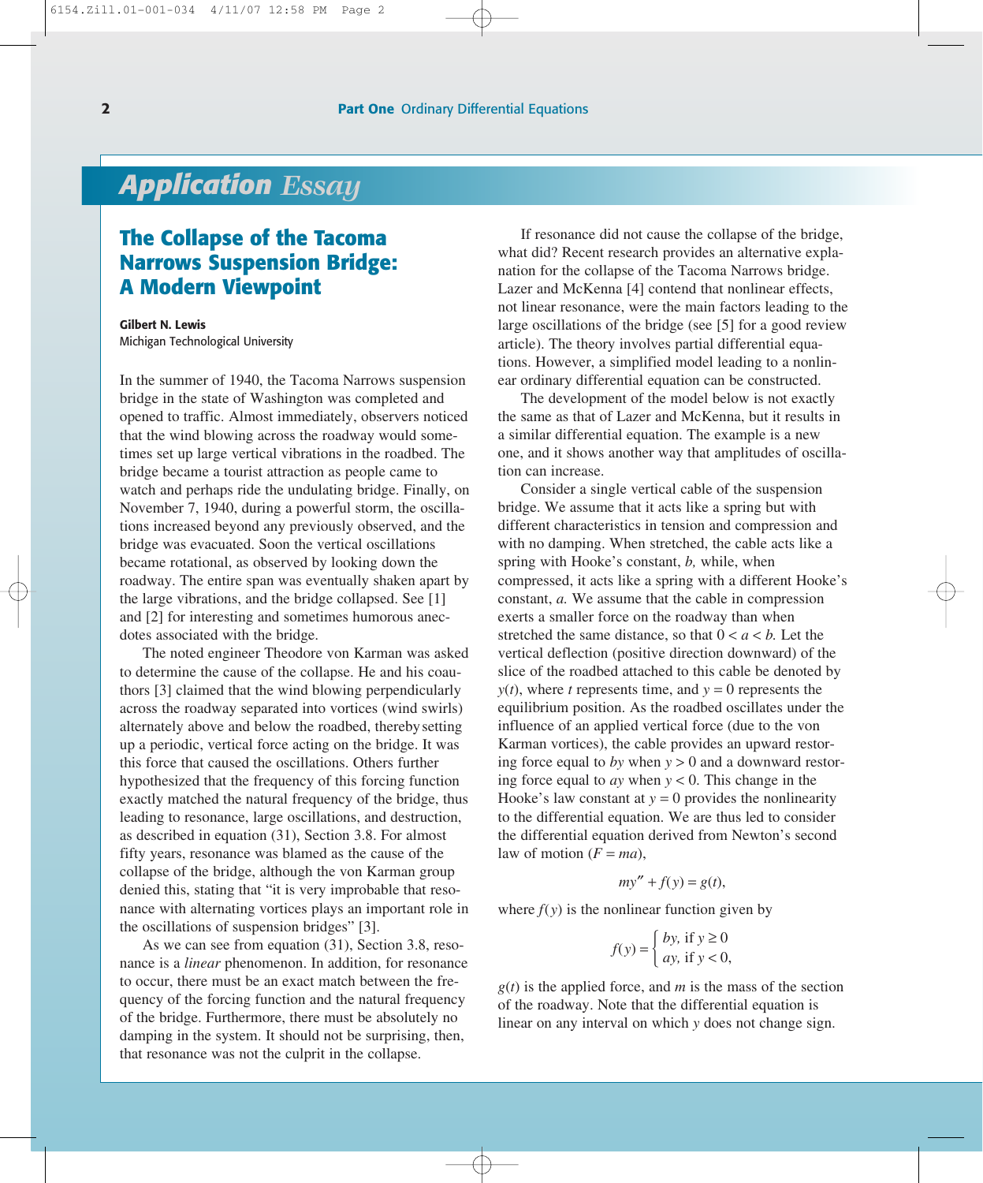## Application Essay

# The Collapse of the Tacoma Narrows Suspension Bridge: A Modern Viewpoint

**Gilbert N. Lewis**
Michigan Technological University

In the summer of 1940, the Tacoma Narrows suspension bridge in the state of Washington was completed and opened to traffic. Almost immediately, observers noticed that the wind blowing across the roadway would sometimes set up large vertical vibrations in the roadbed. The bridge became a tourist attraction as people came to watch and perhaps ride the undulating bridge. Finally, on November 7, 1940, during a powerful storm, the oscillations increased beyond any previously observed, and the bridge was evacuated. Soon the vertical oscillations became rotational, as observed by looking down the roadway. The entire span was eventually shaken apart by the large vibrations, and the bridge collapsed. See [1] and [2] for interesting and sometimes humorous anecdotes associated with the bridge.

The noted engineer Theodore von Karman was asked to determine the cause of the collapse. He and his coauthors [3] claimed that the wind blowing perpendicularly across the roadway separated into vortices (wind swirls) alternately above and below the roadbed, thereby setting up a periodic, vertical force acting on the bridge. It was this force that caused the oscillations. Others further hypothesized that the frequency of this forcing function exactly matched the natural frequency of the bridge, thus leading to resonance, large oscillations, and destruction, as described in equation (31), Section 3.8. For almost fifty years, resonance was blamed as the cause of the collapse of the bridge, although the von Karman group denied this, stating that "it is very improbable that resonance with alternating vortices plays an important role in the oscillations of suspension bridges" [3].

As we can see from equation (31), Section 3.8, resonance is a *linear* phenomenon. In addition, for resonance to occur, there must be an exact match between the frequency of the forcing function and the natural frequency of the bridge. Furthermore, there must be absolutely no damping in the system. It should not be surprising, then, that resonance was not the culprit in the collapse.

If resonance did not cause the collapse of the bridge, what did? Recent research provides an alternative explanation for the collapse of the Tacoma Narrows bridge. Lazer and McKenna [4] contend that nonlinear effects, not linear resonance, were the main factors leading to the large oscillations of the bridge (see [5] for a good review article). The theory involves partial differential equations. However, a simplified model leading to a nonlinear ordinary differential equation can be constructed.

The development of the model below is not exactly the same as that of Lazer and McKenna, but it results in a similar differential equation. The example is a new one, and it shows another way that amplitudes of oscillation can increase.

Consider a single vertical cable of the suspension bridge. We assume that it acts like a spring but with different characteristics in tension and compression and with no damping. When stretched, the cable acts like a spring with Hooke's constant, $b$, while, when compressed, it acts like a spring with a different Hooke's constant, $a$. We assume that the cable in compression exerts a smaller force on the roadway than when stretched the same distance, so that $0 < a < b$. Let the vertical deflection (positive direction downward) of the slice of the roadbed attached to this cable be denoted by $y(t)$, where $t$ represents time, and $y = 0$ represents the equilibrium position. As the roadbed oscillates under the influence of an applied vertical force (due to the von Karman vortices), the cable provides an upward restoring force equal to $by$ when $y > 0$ and a downward restoring force equal to $ay$ when $y < 0$. This change in the Hooke's law constant at $y = 0$ provides the nonlinearity to the differential equation. We are thus led to consider the differential equation derived from Newton's second law of motion ($F = ma$),

$$my'' + f(y) = g(t),$$

where $f(y)$ is the nonlinear function given by

$$f(y) = \begin{cases} by, & \text{if } y \geq 0 \\ ay, & \text{if } y < 0, \end{cases}$$

$g(t)$ is the applied force, and $m$ is the mass of the section of the roadway. Note that the differential equation is linear on any interval on which $y$ does not change sign.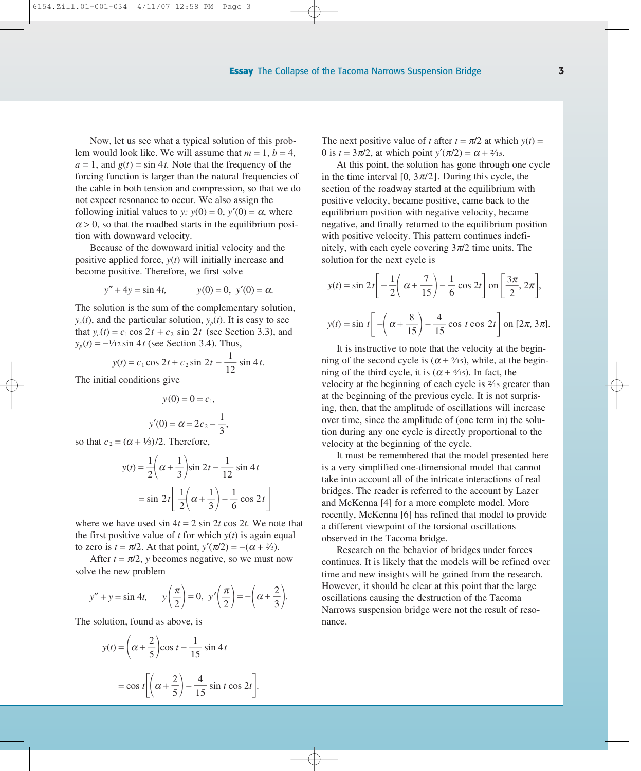Now, let us see what a typical solution of this problem would look like. We will assume that $m = 1$, $b = 4$, $a = 1$, and $g(t) = \sin 4t$. Note that the frequency of the forcing function is larger than the natural frequencies of the cable in both tension and compression, so that we do not expect resonance to occur. We also assign the following initial values to $y$: $y(0) = 0$, $y'(0) = \alpha$, where $\alpha > 0$, so that the roadbed starts in the equilibrium position with downward velocity.

Because of the downward initial velocity and the positive applied force, $y(t)$ will initially increase and become positive. Therefore, we first solve

$$y'' + 4y = \sin 4t, \qquad y(0) = 0,\ y'(0) = \alpha.$$

The solution is the sum of the complementary solution, $y_c(t)$, and the particular solution, $y_p(t)$. It is easy to see that $y_c(t) = c_1 \cos 2t + c_2 \sin 2t$ (see Section 3.3), and $y_p(t) = -\frac{1}{12}\sin 4t$ (see Section 3.4). Thus,

$$y(t) = c_1 \cos 2t + c_2 \sin 2t - \frac{1}{12}\sin 4t.$$

The initial conditions give

$$y(0) = 0 = c_1,$$

$$y'(0) = \alpha = 2c_2 - \frac{1}{3},$$

so that $c_2 = (\alpha + \frac{1}{3})/2$. Therefore,

$$\begin{aligned} y(t) &= \frac{1}{2}\left(\alpha + \frac{1}{3}\right)\sin 2t - \frac{1}{12}\sin 4t \\ &= \sin 2t\left[\frac{1}{2}\left(\alpha + \frac{1}{3}\right) - \frac{1}{6}\cos 2t\right] \end{aligned}$$

where we have used $\sin 4t = 2 \sin 2t \cos 2t$. We note that the first positive value of $t$ for which $y(t)$ is again equal to zero is $t = \pi/2$. At that point, $y'(\pi/2) = -(\alpha + \frac{2}{3})$.

After $t = \pi/2$, $y$ becomes negative, so we must now solve the new problem

$$y'' + y = \sin 4t, \qquad y\left(\frac{\pi}{2}\right) = 0,\ y'\left(\frac{\pi}{2}\right) = -\left(\alpha + \frac{2}{3}\right).$$

The solution, found as above, is

$$\begin{aligned} y(t) &= \left(\alpha + \frac{2}{5}\right)\cos t - \frac{1}{15}\sin 4t \\ &= \cos t\left[\left(\alpha + \frac{2}{5}\right) - \frac{4}{15}\sin t \cos 2t\right]. \end{aligned}$$

The next positive value of $t$ after $t = \pi/2$ at which $y(t) = 0$ is $t = 3\pi/2$, at which point $y'(\pi/2) = \alpha + \frac{2}{15}$.

At this point, the solution has gone through one cycle in the time interval $[0, 3\pi/2]$. During this cycle, the section of the roadway started at the equilibrium with positive velocity, became positive, came back to the equilibrium position with negative velocity, became negative, and finally returned to the equilibrium position with positive velocity. This pattern continues indefinitely, with each cycle covering $3\pi/2$ time units. The solution for the next cycle is

$$y(t) = \sin 2t\left[-\frac{1}{2}\left(\alpha + \frac{7}{15}\right) - \frac{1}{6}\cos 2t\right] \text{ on } \left[\frac{3\pi}{2}, 2\pi\right],$$

$$y(t) = \sin t\left[-\left(\alpha + \frac{8}{15}\right) - \frac{4}{15}\cos t \cos 2t\right] \text{ on } [2\pi, 3\pi].$$

It is instructive to note that the velocity at the beginning of the second cycle is $(\alpha + \frac{2}{15})$, while, at the beginning of the third cycle, it is $(\alpha + \frac{4}{15})$. In fact, the velocity at the beginning of each cycle is $\frac{2}{15}$ greater than at the beginning of the previous cycle. It is not surprising, then, that the amplitude of oscillations will increase over time, since the amplitude of (one term in) the solution during any one cycle is directly proportional to the velocity at the beginning of the cycle.

It must be remembered that the model presented here is a very simplified one-dimensional model that cannot take into account all of the intricate interactions of real bridges. The reader is referred to the account by Lazer and McKenna [4] for a more complete model. More recently, McKenna [6] has refined that model to provide a different viewpoint of the torsional oscillations observed in the Tacoma bridge.

Research on the behavior of bridges under forces continues. It is likely that the models will be refined over time and new insights will be gained from the research. However, it should be clear at this point that the large oscillations causing the destruction of the Tacoma Narrows suspension bridge were not the result of resonance.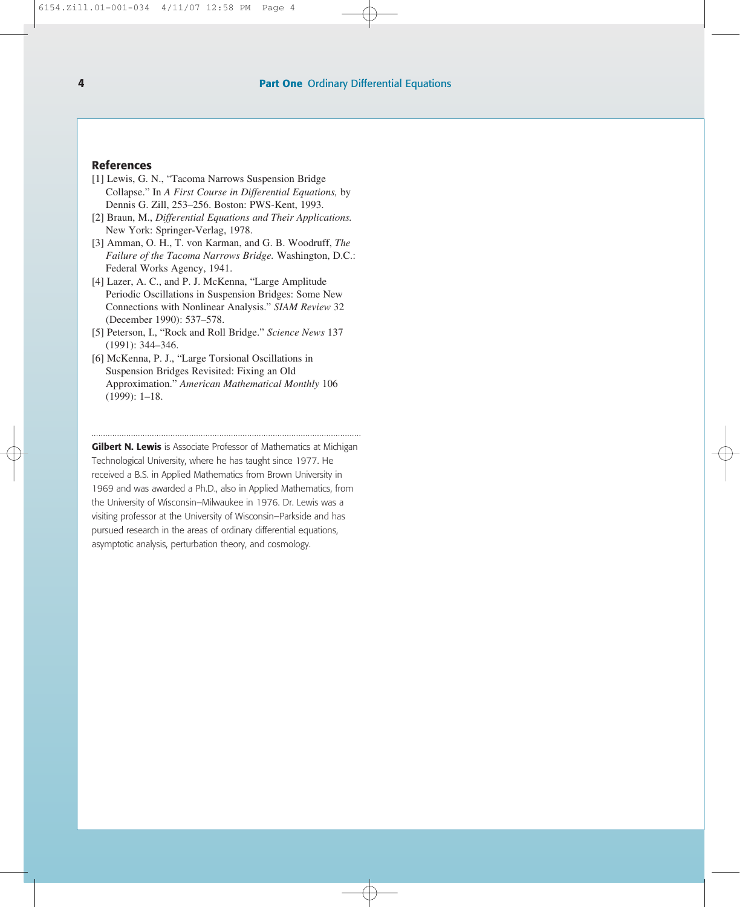## References

[1] Lewis, G. N., "Tacoma Narrows Suspension Bridge Collapse." In *A First Course in Differential Equations,* by Dennis G. Zill, 253–256. Boston: PWS-Kent, 1993.

[2] Braun, M., *Differential Equations and Their Applications.* New York: Springer-Verlag, 1978.

[3] Amman, O. H., T. von Karman, and G. B. Woodruff, *The Failure of the Tacoma Narrows Bridge.* Washington, D.C.: Federal Works Agency, 1941.

[4] Lazer, A. C., and P. J. McKenna, "Large Amplitude Periodic Oscillations in Suspension Bridges: Some New Connections with Nonlinear Analysis." *SIAM Review* 32 (December 1990): 537–578.

[5] Peterson, I., "Rock and Roll Bridge." *Science News* 137 (1991): 344–346.

[6] McKenna, P. J., "Large Torsional Oscillations in Suspension Bridges Revisited: Fixing an Old Approximation." *American Mathematical Monthly* 106 (1999): 1–18.

---

**Gilbert N. Lewis** is Associate Professor of Mathematics at Michigan Technological University, where he has taught since 1977. He received a B.S. in Applied Mathematics from Brown University in 1969 and was awarded a Ph.D., also in Applied Mathematics, from the University of Wisconsin–Milwaukee in 1976. Dr. Lewis was a visiting professor at the University of Wisconsin–Parkside and has pursued research in the areas of ordinary differential equations, asymptotic analysis, perturbation theory, and cosmology.